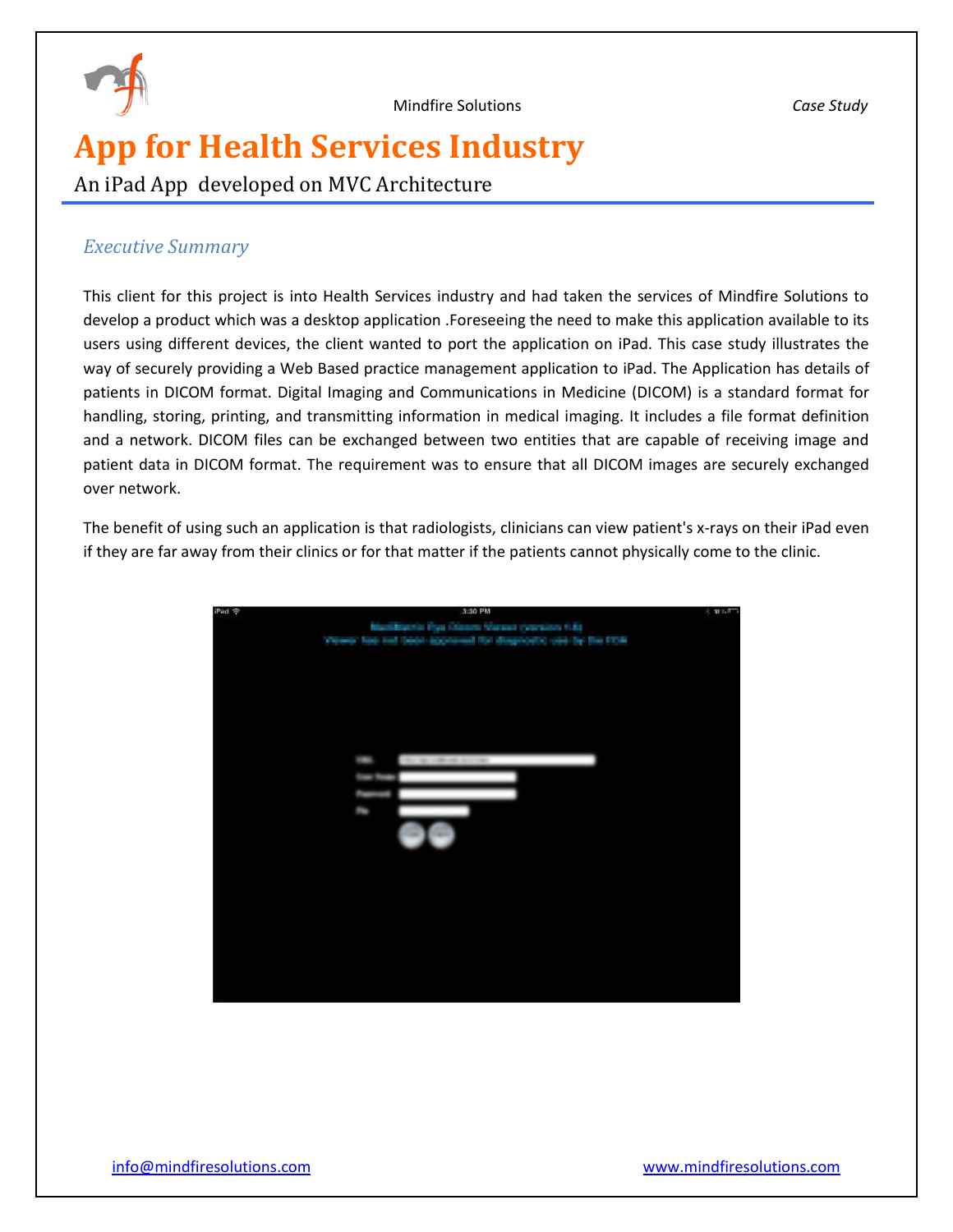# App for Health Services Industry

An iPad App developed on MVC Architecture

## *Executive Summary*

This client for this project is into Health Services industry and had taken the services of Mindfire Solutions to develop a product which was a desktop application .Foreseeing the need to make this application available to its users using different devices, the client wanted to port the application on iPad. This case study illustrates the way of securely providing a Web Based practice management application to iPad. The Application has details of patients in DICOM format. Digital Imaging and Communications in Medicine (DICOM) is a standard format for handling, storing, printing, and transmitting information in medical imaging. It includes a file format definition and a network. DICOM files can be exchanged between two entities that are capable of receiving image and patient data in DICOM format. The requirement was to ensure that all DICOM images are securely exchanged over network.

The benefit of using such an application is that radiologists, clinicians can view patient's x-rays on their iPad even if they are far away from their clinics or for that matter if the patients cannot physically come to the clinic.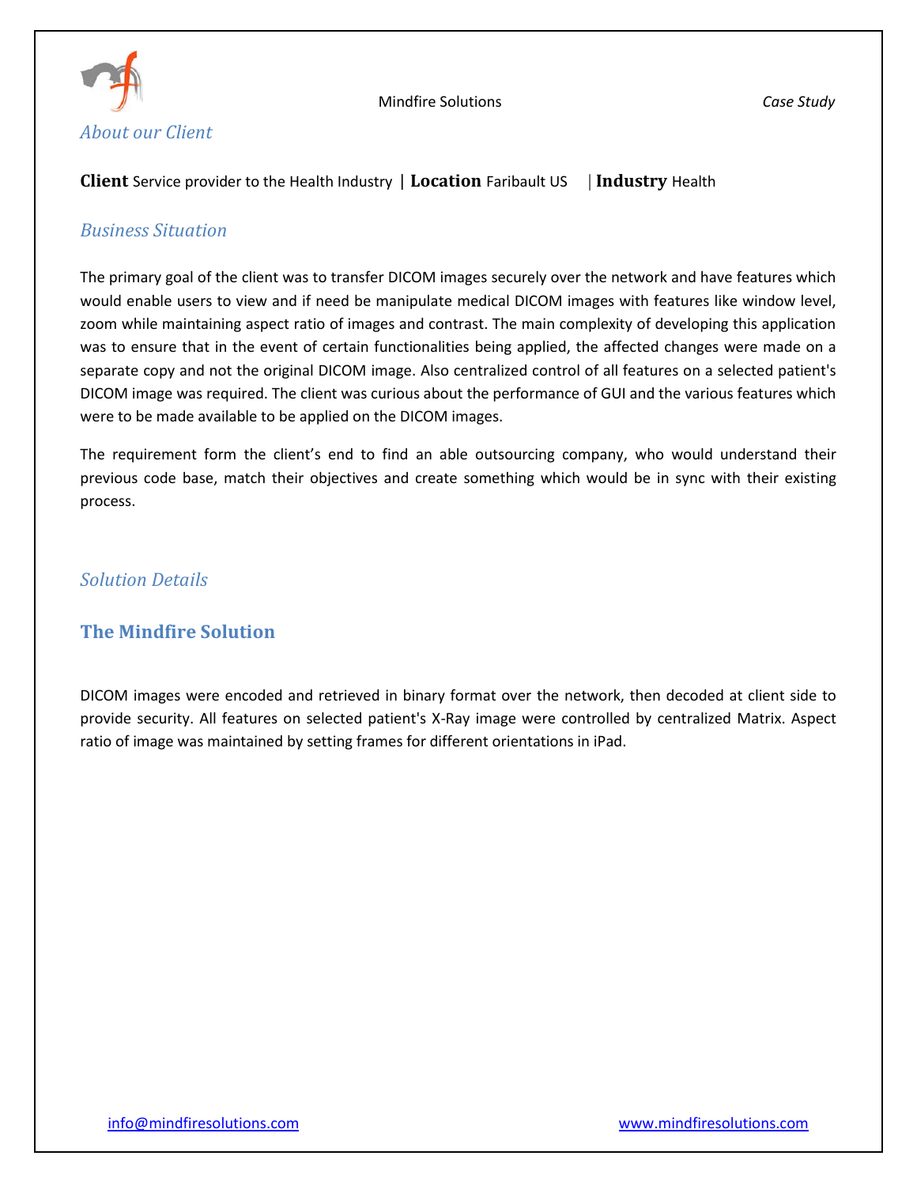## About our Client

**Client** Service provider to the Health Industry | **Location** Faribault US | **Industry** Health

## Business Situation

The primary goal of the client was to transfer DICOM images securely over the network and have features which would enable users to view and if need be manipulate medical DICOM images with features like window level, zoom while maintaining aspect ratio of images and contrast. The main complexity of developing this application was to ensure that in the event of certain functionalities being applied, the affected changes were made on a separate copy and not the original DICOM image. Also centralized control of all features on a selected patient's DICOM image was required. The client was curious about the performance of GUI and the various features which were to be made available to be applied on the DICOM images.

The requirement form the client's end to find an able outsourcing company, who would understand their previous code base, match their objectives and create something which would be in sync with their existing process.

## Solution Details

### The Mindfire Solution

DICOM images were encoded and retrieved in binary format over the network, then decoded at client side to provide security. All features on selected patient's X-Ray image were controlled by centralized Matrix. Aspect ratio of image was maintained by setting frames for different orientations in iPad.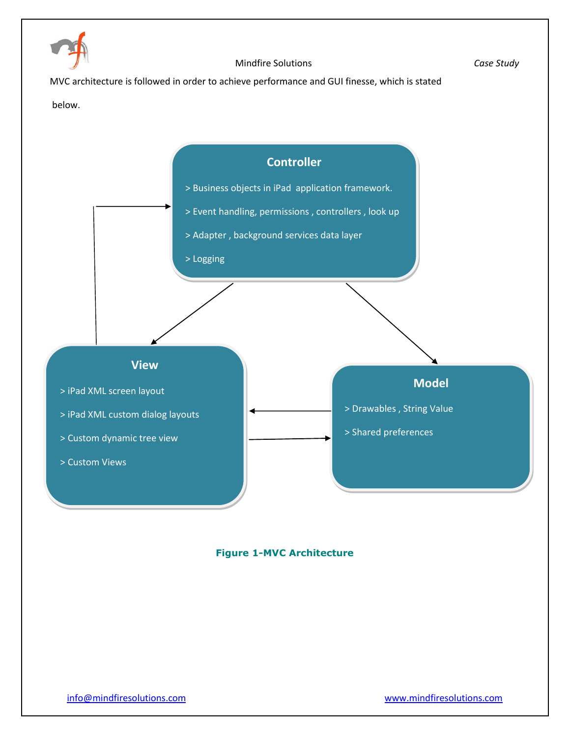MVC architecture is followed in order to achieve performance and GUI finesse, which is stated below.

**Controller**

> Business objects in iPad application framework.

> Event handling, permissions , controllers , look up

> Adapter , background services data layer

> Logging

**View**

> iPad XML screen layout

> iPad XML custom dialog layouts

> Custom dynamic tree view

> Custom Views

**Model**

> Drawables , String Value

> Shared preferences

**Figure 1-MVC Architecture**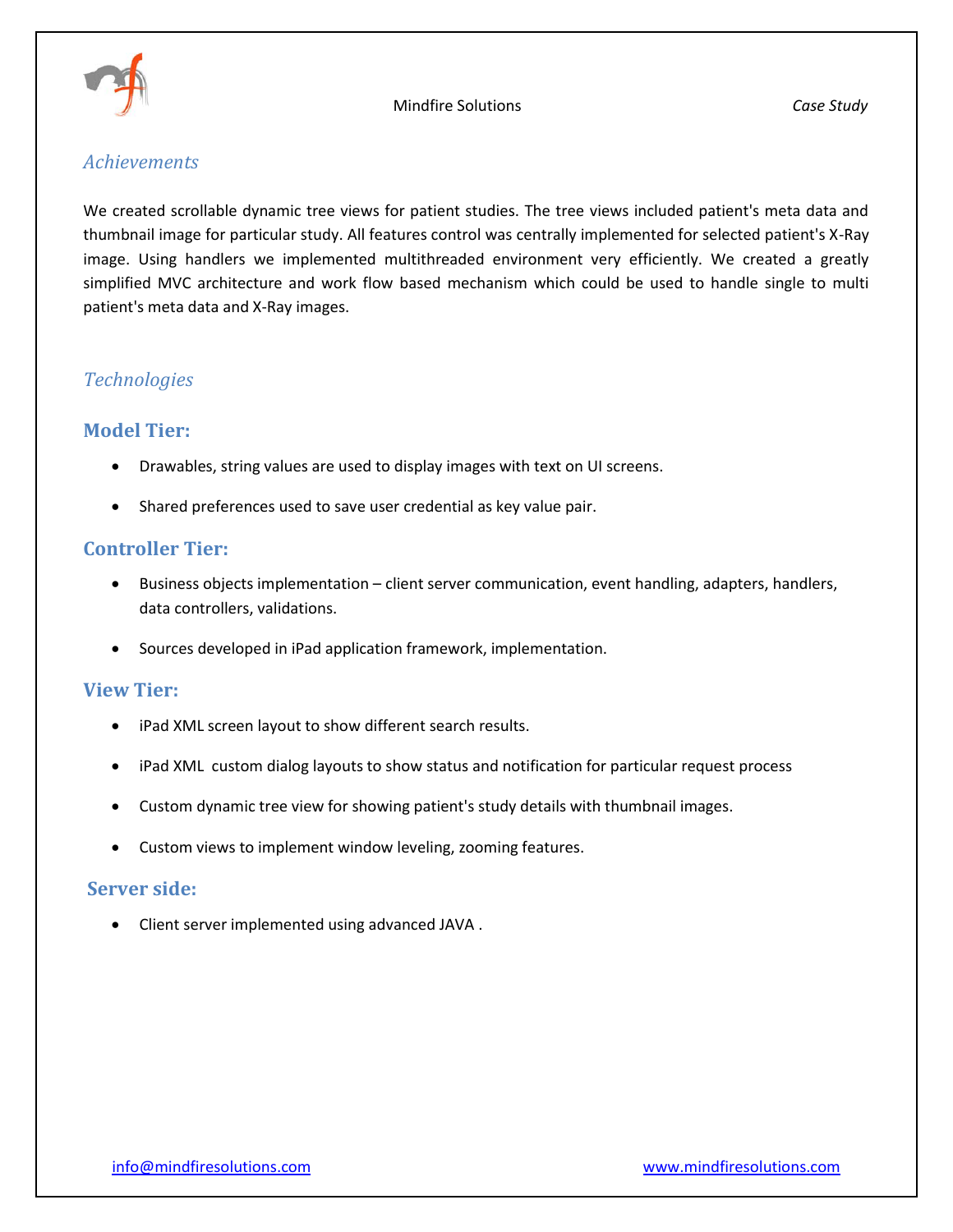## *Achievements*

We created scrollable dynamic tree views for patient studies. The tree views included patient's meta data and thumbnail image for particular study. All features control was centrally implemented for selected patient's X-Ray image. Using handlers we implemented multithreaded environment very efficiently. We created a greatly simplified MVC architecture and work flow based mechanism which could be used to handle single to multi patient's meta data and X-Ray images.

## *Technologies*

### Model Tier:

- Drawables, string values are used to display images with text on UI screens.
- Shared preferences used to save user credential as key value pair.

### Controller Tier:

- Business objects implementation – client server communication, event handling, adapters, handlers, data controllers, validations.
- Sources developed in iPad application framework, implementation.

### View Tier:

- iPad XML screen layout to show different search results.
- iPad XML custom dialog layouts to show status and notification for particular request process
- Custom dynamic tree view for showing patient's study details with thumbnail images.
- Custom views to implement window leveling, zooming features.

### Server side:

- Client server implemented using advanced JAVA .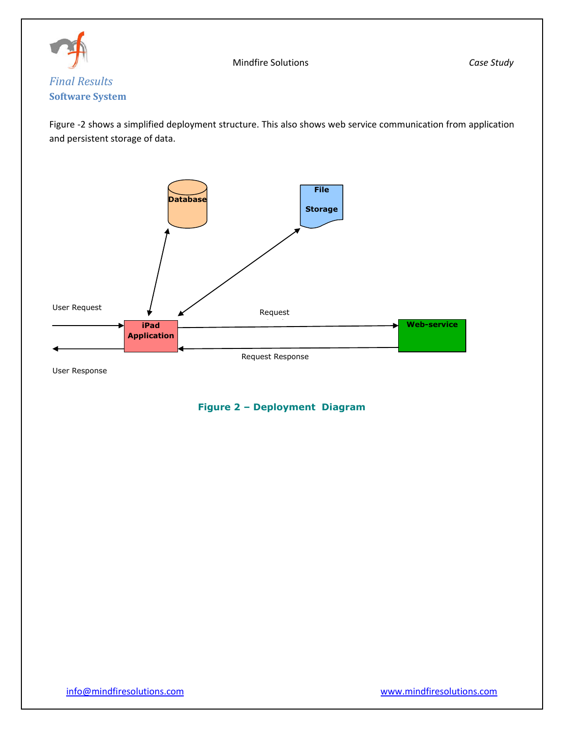*Final Results*

## Software System

Figure -2 shows a simplified deployment structure. This also shows web service communication from application and persistent storage of data.

Database

File Storage

User Request

iPad Application

Request

Web-service

Request Response

User Response

**Figure 2 – Deployment Diagram**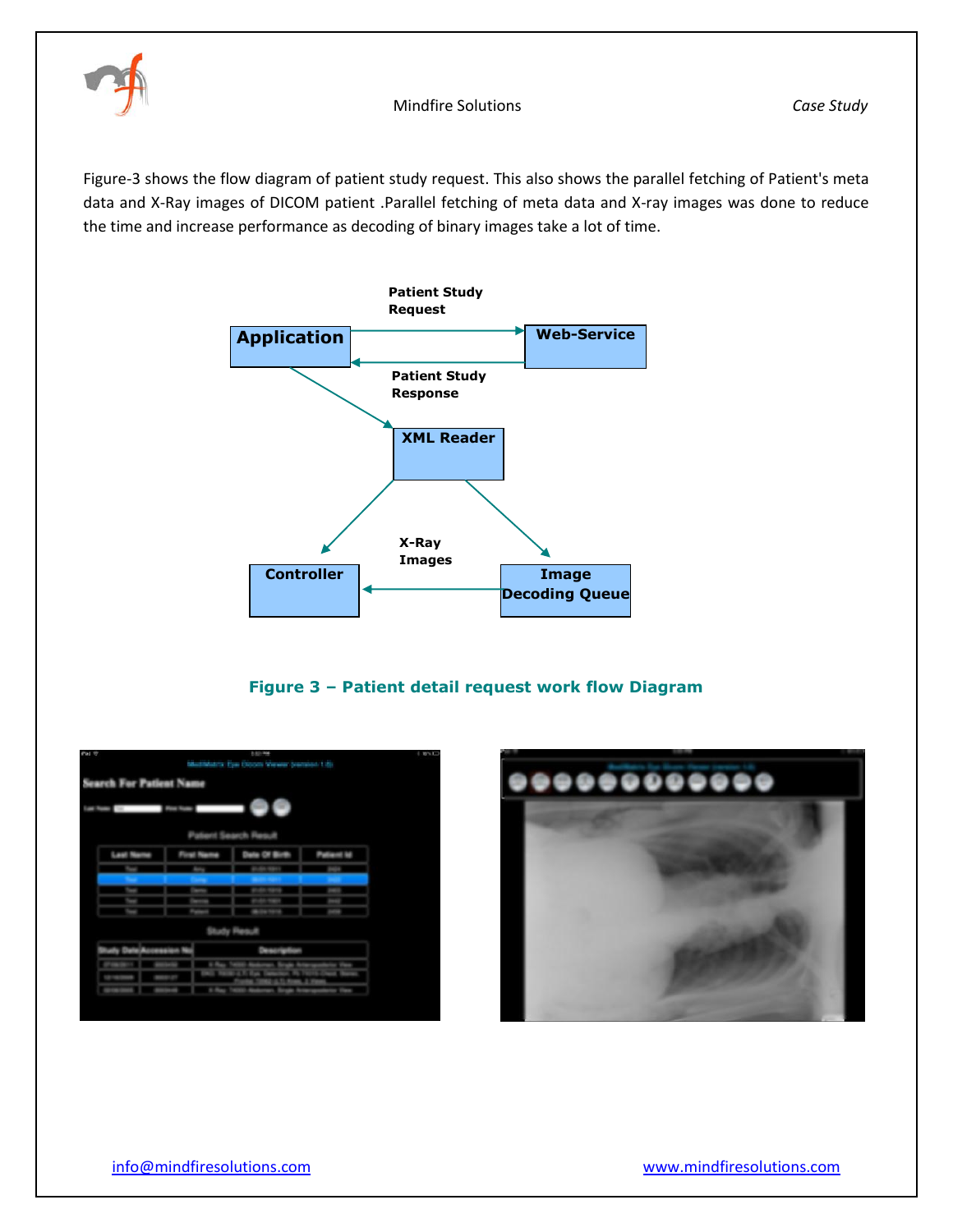Figure-3 shows the flow diagram of patient study request. This also shows the parallel fetching of Patient's meta data and X-Ray images of DICOM patient .Parallel fetching of meta data and X-ray images was done to reduce the time and increase performance as decoding of binary images take a lot of time.

**Figure 3 – Patient detail request work flow Diagram**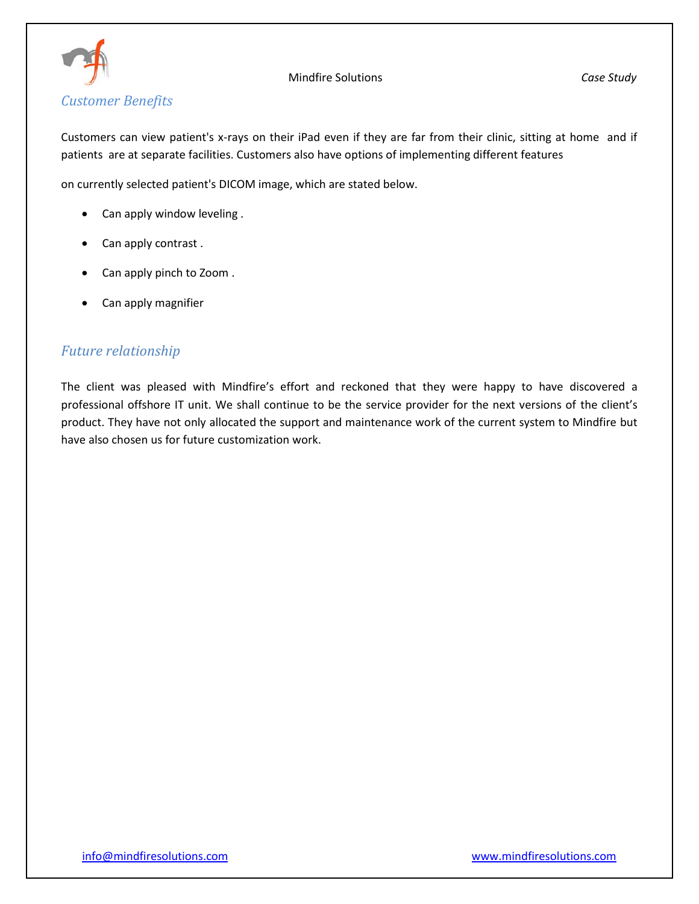## Customer Benefits

Customers can view patient's x-rays on their iPad even if they are far from their clinic, sitting at home and if patients are at separate facilities. Customers also have options of implementing different features

on currently selected patient's DICOM image, which are stated below.

- Can apply window leveling .
- Can apply contrast .
- Can apply pinch to Zoom .
- Can apply magnifier

## Future relationship

The client was pleased with Mindfire's effort and reckoned that they were happy to have discovered a professional offshore IT unit. We shall continue to be the service provider for the next versions of the client's product. They have not only allocated the support and maintenance work of the current system to Mindfire but have also chosen us for future customization work.